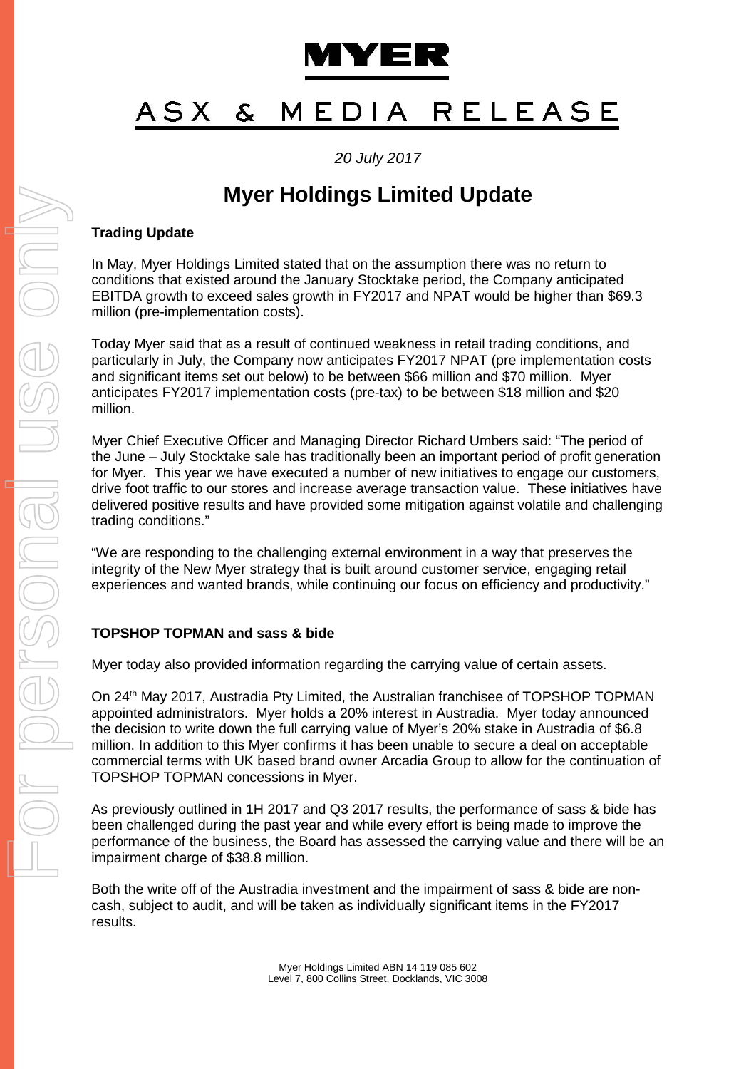# MYER

## ASX & MEDIA RELEASE

*20 July 2017*

# Myer Holdings Limited Update

**Trading Update**

In May, Myer Holdings Limited stated that on the assumption there was no return to conditions that existed around the January Stocktake period, the Company anticipated EBITDA growth to exceed sales growth in FY2017 and NPAT would be higher than $69.3 million (pre-implementation costs).

Today Myer said that as a result of continued weakness in retail trading conditions, and particularly in July, the Company now anticipates FY2017 NPAT (pre implementation costs and significant items set out below) to be between $66 million and $70 million. Myer anticipates FY2017 implementation costs (pre-tax) to be between $18 million and $20 million.

Myer Chief Executive Officer and Managing Director Richard Umbers said: "The period of the June – July Stocktake sale has traditionally been an important period of profit generation for Myer. This year we have executed a number of new initiatives to engage our customers, drive foot traffic to our stores and increase average transaction value. These initiatives have delivered positive results and have provided some mitigation against volatile and challenging trading conditions."

"We are responding to the challenging external environment in a way that preserves the integrity of the New Myer strategy that is built around customer service, engaging retail experiences and wanted brands, while continuing our focus on efficiency and productivity."

**TOPSHOP TOPMAN and sass & bide**

Myer today also provided information regarding the carrying value of certain assets.

On 24th May 2017, Australdia Pty Limited, the Australian franchisee of TOPSHOP TOPMAN appointed administrators. Myer holds a 20% interest in Australdia. Myer today announced the decision to write down the full carrying value of Myer's 20% stake in Australdia of $6.8 million. In addition to this Myer confirms it has been unable to secure a deal on acceptable commercial terms with UK based brand owner Arcadia Group to allow for the continuation of TOPSHOP TOPMAN concessions in Myer.

As previously outlined in 1H 2017 and Q3 2017 results, the performance of sass & bide has been challenged during the past year and while every effort is being made to improve the performance of the business, the Board has assessed the carrying value and there will be an impairment charge of $38.8 million.

Both the write off of the Australdia investment and the impairment of sass & bide are non-cash, subject to audit, and will be taken as individually significant items in the FY2017 results.

Myer Holdings Limited ABN 14 119 085 602
Level 7, 800 Collins Street, Docklands, VIC 3008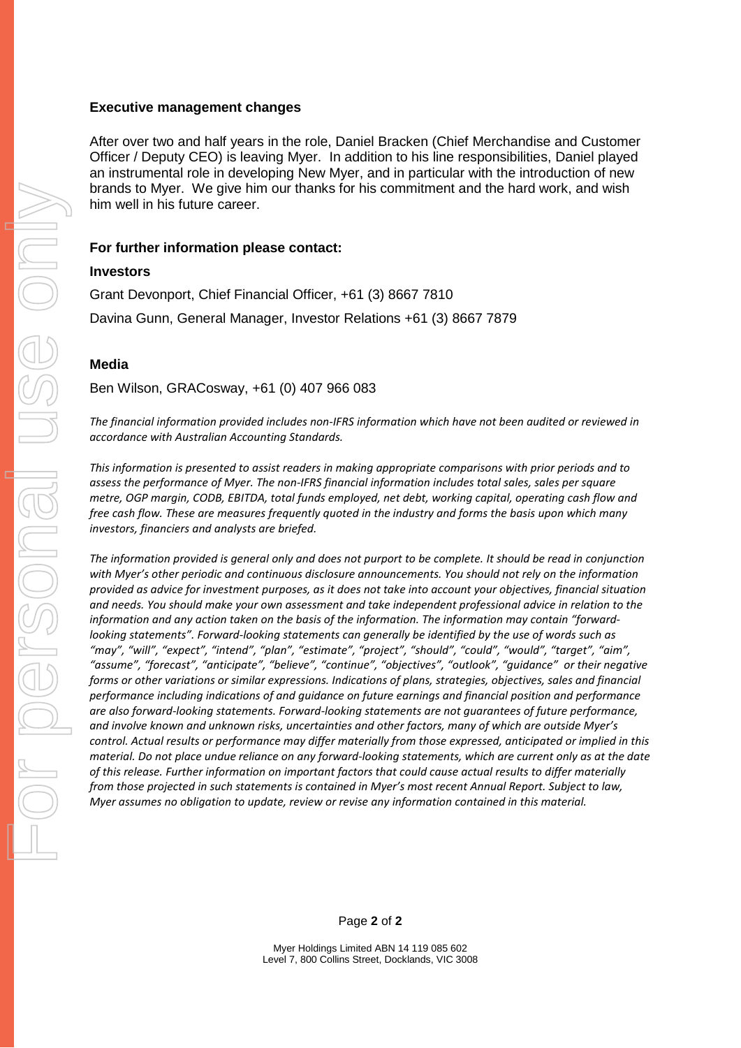### Executive management changes

After over two and half years in the role, Daniel Bracken (Chief Merchandise and Customer Officer / Deputy CEO) is leaving Myer. In addition to his line responsibilities, Daniel played an instrumental role in developing New Myer, and in particular with the introduction of new brands to Myer. We give him our thanks for his commitment and the hard work, and wish him well in his future career.

### For further information please contact:

**Investors**

Grant Devonport, Chief Financial Officer, +61 (3) 8667 7810

Davina Gunn, General Manager, Investor Relations +61 (3) 8667 7879

**Media**

Ben Wilson, GRACosway, +61 (0) 407 966 083

*The financial information provided includes non-IFRS information which have not been audited or reviewed in accordance with Australian Accounting Standards.*

*This information is presented to assist readers in making appropriate comparisons with prior periods and to assess the performance of Myer. The non-IFRS financial information includes total sales, sales per square metre, OGP margin, CODB, EBITDA, total funds employed, net debt, working capital, operating cash flow and free cash flow. These are measures frequently quoted in the industry and forms the basis upon which many investors, financiers and analysts are briefed.*

*The information provided is general only and does not purport to be complete. It should be read in conjunction with Myer's other periodic and continuous disclosure announcements. You should not rely on the information provided as advice for investment purposes, as it does not take into account your objectives, financial situation and needs. You should make your own assessment and take independent professional advice in relation to the information and any action taken on the basis of the information. The information may contain "forward-looking statements". Forward-looking statements can generally be identified by the use of words such as "may", "will", "expect", "intend", "plan", "estimate", "project", "should", "could", "would", "target", "aim", "assume", "forecast", "anticipate", "believe", "continue", "objectives", "outlook", "guidance" or their negative forms or other variations or similar expressions. Indications of plans, strategies, objectives, sales and financial performance including indications of and guidance on future earnings and financial position and performance are also forward-looking statements. Forward-looking statements are not guarantees of future performance, and involve known and unknown risks, uncertainties and other factors, many of which are outside Myer's control. Actual results or performance may differ materially from those expressed, anticipated or implied in this material. Do not place undue reliance on any forward-looking statements, which are current only as at the date of this release. Further information on important factors that could cause actual results to differ materially from those projected in such statements is contained in Myer's most recent Annual Report. Subject to law, Myer assumes no obligation to update, review or revise any information contained in this material.*